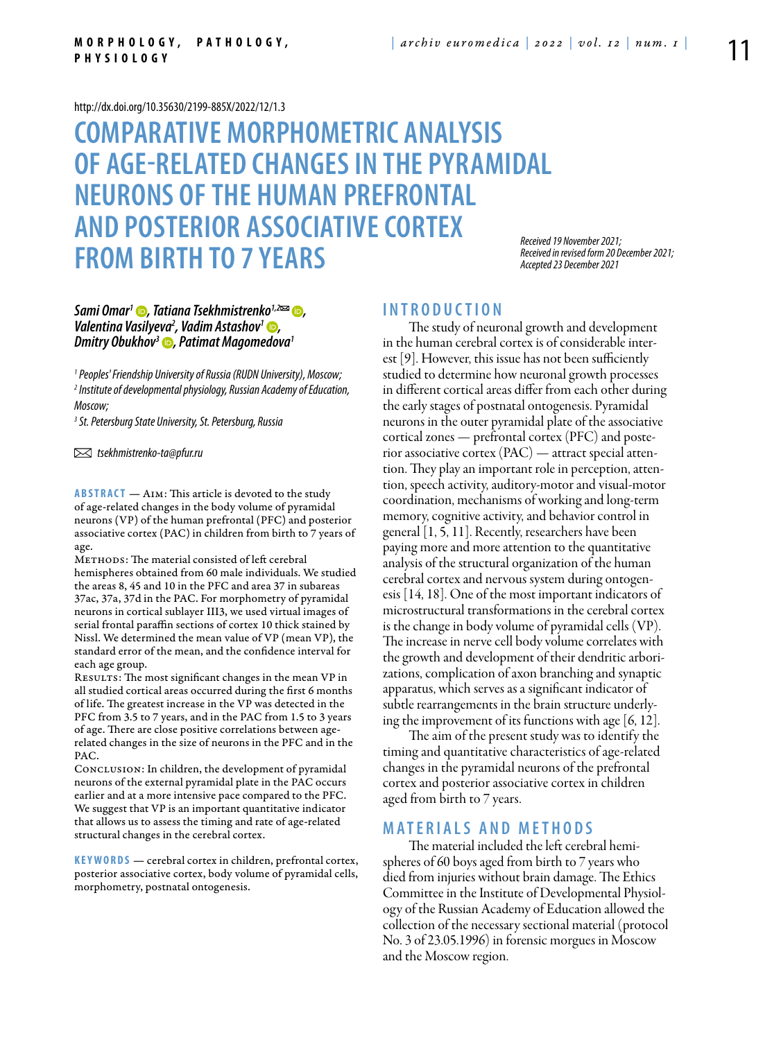http://dx.doi.org/10.35630/2199-885X/2022/12/1.3

# COMPARATIVE MORPHOMETRIC ANALYSIS OF AGE-RELATED CHANGES IN THE PYRAMIDAL NEURONS OF THE HUMAN PREFRONTAL AND POSTERIOR ASSOCIATIVE CORTEX FROM BIRTH TO 7 YEARS

*Received 19 November 2021;*
*Received in revised form 20 December 2021;*
*Accepted 23 December 2021*

***Sami Omar[1], Tatiana Tsekhmistrenko[1,2], Valentina Vasilyeva[2], Vadim Astashov[1], Dmitry Obukhov[3], Patimat Magomedova[1]***

*[1] Peoples' Friendship University of Russia (RUDN University), Moscow;*
*[2] Institute of developmental physiology, Russian Academy of Education, Moscow;*
*[3] St. Petersburg State University, St. Petersburg, Russia*

✉ *tsekhmistrenko-ta@pfur.ru*

**ABSTRACT** — AIM: This article is devoted to the study of age-related changes in the body volume of pyramidal neurons (VP) of the human prefrontal (PFC) and posterior associative cortex (PAC) in children from birth to 7 years of age.

METHODS: The material consisted of left cerebral hemispheres obtained from 60 male individuals. We studied the areas 8, 45 and 10 in the PFC and area 37 in subareas 37ac, 37a, 37d in the PAC. For morphometry of pyramidal neurons in cortical sublayer III3, we used virtual images of serial frontal paraffin sections of cortex 10 thick stained by Nissl. We determined the mean value of VP (mean VP), the standard error of the mean, and the confidence interval for each age group.

RESULTS: The most significant changes in the mean VP in all studied cortical areas occurred during the first 6 months of life. The greatest increase in the VP was detected in the PFC from 3.5 to 7 years, and in the PAC from 1.5 to 3 years of age. There are close positive correlations between age-related changes in the size of neurons in the PFC and in the PAC.

CONCLUSION: In children, the development of pyramidal neurons of the external pyramidal plate in the PAC occurs earlier and at a more intensive pace compared to the PFC. We suggest that VP is an important quantitative indicator that allows us to assess the timing and rate of age-related structural changes in the cerebral cortex.

**KEYWORDS** — cerebral cortex in children, prefrontal cortex, posterior associative cortex, body volume of pyramidal cells, morphometry, postnatal ontogenesis.

## INTRODUCTION

The study of neuronal growth and development in the human cerebral cortex is of considerable interest [9]. However, this issue has not been sufficiently studied to determine how neuronal growth processes in different cortical areas differ from each other during the early stages of postnatal ontogenesis. Pyramidal neurons in the outer pyramidal plate of the associative cortical zones — prefrontal cortex (PFC) and posterior associative cortex (PAC) — attract special attention. They play an important role in perception, attention, speech activity, auditory-motor and visual-motor coordination, mechanisms of working and long-term memory, cognitive activity, and behavior control in general [1, 5, 11]. Recently, researchers have been paying more and more attention to the quantitative analysis of the structural organization of the human cerebral cortex and nervous system during ontogenesis [14, 18]. One of the most important indicators of microstructural transformations in the cerebral cortex is the change in body volume of pyramidal cells (VP). The increase in nerve cell body volume correlates with the growth and development of their dendritic arborizations, complication of axon branching and synaptic apparatus, which serves as a significant indicator of subtle rearrangements in the brain structure underlying the improvement of its functions with age [6, 12].

The aim of the present study was to identify the timing and quantitative characteristics of age-related changes in the pyramidal neurons of the prefrontal cortex and posterior associative cortex in children aged from birth to 7 years.

## MATERIALS AND METHODS

The material included the left cerebral hemispheres of 60 boys aged from birth to 7 years who died from injuries without brain damage. The Ethics Committee in the Institute of Developmental Physiology of the Russian Academy of Education allowed the collection of the necessary sectional material (protocol No. 3 of 23.05.1996) in forensic morgues in Moscow and the Moscow region.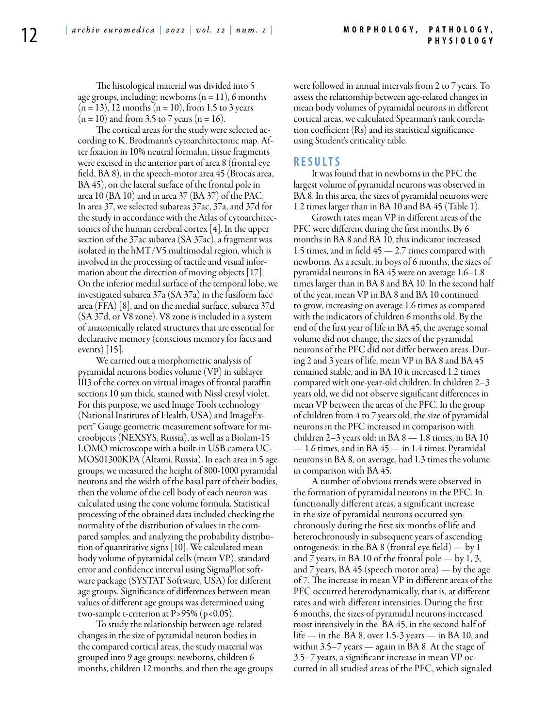The histological material was divided into 5 age groups, including: newborns (n = 11), 6 months (n = 13), 12 months (n = 10), from 1.5 to 3 years (n = 10) and from 3.5 to 7 years (n = 16).

The cortical areas for the study were selected according to K. Brodmann's cytoarchitectonic map. After fixation in 10% neutral formalin, tissue fragments were excised in the anterior part of area 8 (frontal eye field, BA 8), in the speech-motor area 45 (Broca's area, BA 45), on the lateral surface of the frontal pole in area 10 (BA 10) and in area 37 (BA 37) of the PAC. In area 37, we selected subareas 37ac, 37a, and 37d for the study in accordance with the Atlas of cytoarchitectonics of the human cerebral cortex [4]. In the upper section of the 37ac subarea (SA 37ac), a fragment was isolated in the hMT/V5 multimodal region, which is involved in the processing of tactile and visual information about the direction of moving objects [17]. On the inferior medial surface of the temporal lobe, we investigated subarea 37a (SA 37a) in the fusiform face area (FFA) [8], and on the medial surface, subarea 37d (SA 37d, or V8 zone). V8 zone is included in a system of anatomically related structures that are essential for declarative memory (conscious memory for facts and events) [15].

We carried out a morphometric analysis of pyramidal neurons bodies volume (VP) in sublayer III3 of the cortex on virtual images of frontal paraffin sections 10 μm thick, stained with Nissl cresyl violet. For this purpose, we used Image Tools technology (National Institutes of Health, USA) and ImageExpert™ Gauge geometric measurement software for microobjects (NEXSYS, Russia), as well as a Biolam-15 LOMO microscope with a built-in USB camera UCMOS01300KPA (Altami, Russia). In each area in 5 age groups, we measured the height of 800-1000 pyramidal neurons and the width of the basal part of their bodies, then the volume of the cell body of each neuron was calculated using the cone volume formula. Statistical processing of the obtained data included checking the normality of the distribution of values in the compared samples, and analyzing the probability distribution of quantitative signs [10]. We calculated mean body volume of pyramidal cells (mean VP), standard error and confidence interval using SigmaPlot software package (SYSTAT Software, USA) for different age groups. Significance of differences between mean values of different age groups was determined using two-sample t-criterion at P>95% ($p<0.05$).

To study the relationship between age-related changes in the size of pyramidal neuron bodies in the compared cortical areas, the study material was grouped into 9 age groups: newborns, children 6 months, children 12 months, and then the age groups were followed in annual intervals from 2 to 7 years. To assess the relationship between age-related changes in mean body volumes of pyramidal neurons in different cortical areas, we calculated Spearman's rank correlation coefficient (Rs) and its statistical significance using Student's criticality table.

## RESULTS

It was found that in newborns in the PFC the largest volume of pyramidal neurons was observed in BA 8. In this area, the sizes of pyramidal neurons were 1.2 times larger than in BA 10 and BA 45 (Table 1).

Growth rates mean VP in different areas of the PFC were different during the first months. By 6 months in BA 8 and BA 10, this indicator increased 1.5 times, and in field 45 — 2.7 times compared with newborns. As a result, in boys of 6 months, the sizes of pyramidal neurons in BA 45 were on average 1.6–1.8 times larger than in BA 8 and BA 10. In the second half of the year, mean VP in BA 8 and BA 10 continued to grow, increasing on average 1.6 times as compared with the indicators of children 6 months old. By the end of the first year of life in BA 45, the average somal volume did not change, the sizes of the pyramidal neurons of the PFC did not differ between areas. During 2 and 3 years of life, mean VP in BA 8 and BA 45 remained stable, and in BA 10 it increased 1.2 times compared with one-year-old children. In children 2–3 years old, we did not observe significant differences in mean VP between the areas of the PFC. In the group of children from 4 to 7 years old, the size of pyramidal neurons in the PFC increased in comparison with children 2–3 years old: in BA 8 — 1.8 times, in BA 10 — 1.6 times, and in BA 45 — in 1.4 times. Pyramidal neurons in BA 8, on average, had 1.3 times the volume in comparison with BA 45.

A number of obvious trends were observed in the formation of pyramidal neurons in the PFC. In functionally different areas, a significant increase in the size of pyramidal neurons occurred synchronously during the first six months of life and heterochronously in subsequent years of ascending ontogenesis: in the BA 8 (frontal eye field) — by 1 and 7 years, in BA 10 of the frontal pole — by 1, 3, and 7 years, BA 45 (speech motor area) — by the age of 7. The increase in mean VP in different areas of the PFC occurred heterodynamically, that is, at different rates and with different intensities. During the first 6 months, the sizes of pyramidal neurons increased most intensively in the BA 45, in the second half of life — in the BA 8, over 1.5-3 years — in BA 10, and within 3.5–7 years — again in BA 8. At the stage of 3.5–7 years, a significant increase in mean VP occurred in all studied areas of the PFC, which signaled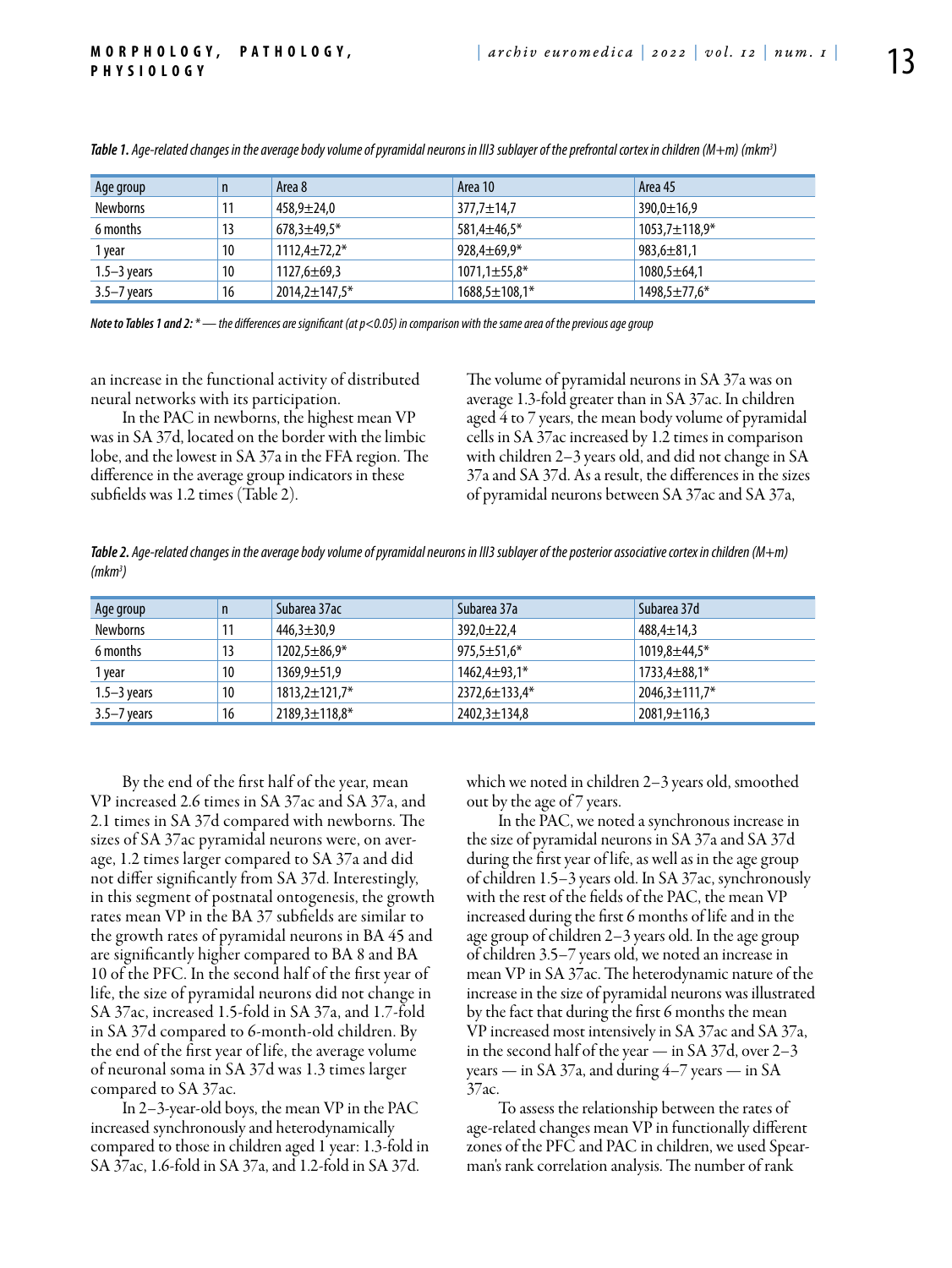*Table 1. Age-related changes in the average body volume of pyramidal neurons in III3 sublayer of the prefrontal cortex in children (M+m) (mkm³)*

| Age group | n | Area 8 | Area 10 | Area 45 |
|---|---|---|---|---|
| Newborns | 11 | 458,9±24,0 | 377,7±14,7 | 390,0±16,9 |
| 6 months | 13 | 678,3±49,5* | 581,4±46,5* | 1053,7±118,9* |
| 1 year | 10 | 1112,4±72,2* | 928,4±69,9* | 983,6±81,1 |
| 1.5–3 years | 10 | 1127,6±69,3 | 1071,1±55,8* | 1080,5±64,1 |
| 3.5–7 years | 16 | 2014,2±147,5* | 1688,5±108,1* | 1498,5±77,6* |

***Note to Tables 1 and 2:** * — the differences are significant (at $p<0.05$) in comparison with the same area of the previous age group*

an increase in the functional activity of distributed neural networks with its participation.

In the PAC in newborns, the highest mean VP was in SA 37d, located on the border with the limbic lobe, and the lowest in SA 37a in the FFA region. The difference in the average group indicators in these subfields was 1.2 times (Table 2).

The volume of pyramidal neurons in SA 37a was on average 1.3-fold greater than in SA 37ac. In children aged 4 to 7 years, the mean body volume of pyramidal cells in SA 37ac increased by 1.2 times in comparison with children 2–3 years old, and did not change in SA 37a and SA 37d. As a result, the differences in the sizes of pyramidal neurons between SA 37ac and SA 37a,

*Table 2. Age-related changes in the average body volume of pyramidal neurons in III3 sublayer of the posterior associative cortex in children (M+m) (mkm³)*

| Age group | n | Subarea 37ac | Subarea 37a | Subarea 37d |
|---|---|---|---|---|
| Newborns | 11 | 446,3±30,9 | 392,0±22,4 | 488,4±14,3 |
| 6 months | 13 | 1202,5±86,9* | 975,5±51,6* | 1019,8±44,5* |
| 1 year | 10 | 1369,9±51,9 | 1462,4±93,1* | 1733,4±88,1* |
| 1.5–3 years | 10 | 1813,2±121,7* | 2372,6±133,4* | 2046,3±111,7* |
| 3.5–7 years | 16 | 2189,3±118,8* | 2402,3±134,8 | 2081,9±116,3 |

By the end of the first half of the year, mean VP increased 2.6 times in SA 37ac and SA 37a, and 2.1 times in SA 37d compared with newborns. The sizes of SA 37ac pyramidal neurons were, on average, 1.2 times larger compared to SA 37a and did not differ significantly from SA 37d. Interestingly, in this segment of postnatal ontogenesis, the growth rates mean VP in the BA 37 subfields are similar to the growth rates of pyramidal neurons in BA 45 and are significantly higher compared to BA 8 and BA 10 of the PFC. In the second half of the first year of life, the size of pyramidal neurons did not change in SA 37ac, increased 1.5-fold in SA 37a, and 1.7-fold in SA 37d compared to 6-month-old children. By the end of the first year of life, the average volume of neuronal soma in SA 37d was 1.3 times larger compared to SA 37ac.

In 2–3-year-old boys, the mean VP in the PAC increased synchronously and heterodynamically compared to those in children aged 1 year: 1.3-fold in SA 37ac, 1.6-fold in SA 37a, and 1.2-fold in SA 37d.

which we noted in children 2–3 years old, smoothed out by the age of 7 years.

In the PAC, we noted a synchronous increase in the size of pyramidal neurons in SA 37a and SA 37d during the first year of life, as well as in the age group of children 1.5–3 years old. In SA 37ac, synchronously with the rest of the fields of the PAC, the mean VP increased during the first 6 months of life and in the age group of children 2–3 years old. In the age group of children 3.5–7 years old, we noted an increase in mean VP in SA 37ac. The heterodynamic nature of the increase in the size of pyramidal neurons was illustrated by the fact that during the first 6 months the mean VP increased most intensively in SA 37ac and SA 37a, in the second half of the year — in SA 37d, over 2–3 years — in SA 37a, and during 4–7 years — in SA 37ac.

To assess the relationship between the rates of age-related changes mean VP in functionally different zones of the PFC and PAC in children, we used Spearman's rank correlation analysis. The number of rank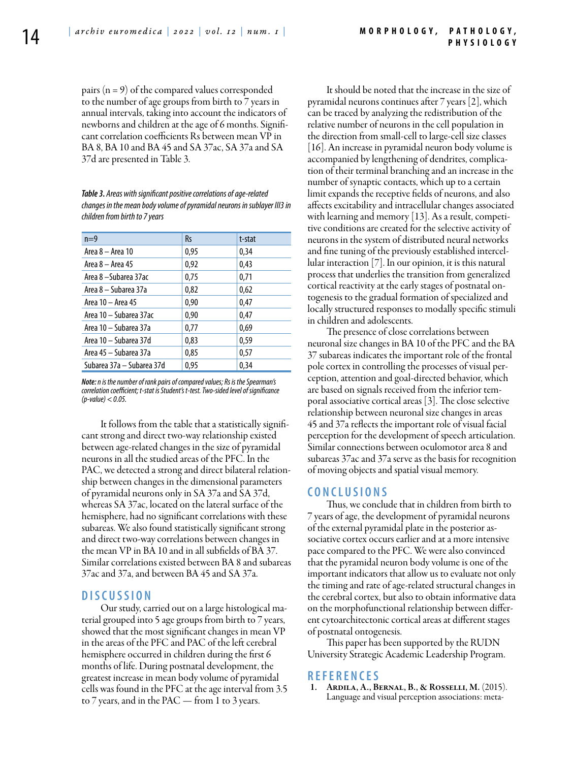pairs (n = 9) of the compared values corresponded to the number of age groups from birth to 7 years in annual intervals, taking into account the indicators of newborns and children at the age of 6 months. Significant correlation coefficients Rs between mean VP in BA 8, BA 10 and BA 45 and SA 37ac, SA 37a and SA 37d are presented in Table 3.

***Table 3.*** *Areas with significant positive correlations of age-related changes in the mean body volume of pyramidal neurons in sublayer III3 in children from birth to 7 years*

| n=9 | Rs | t-stat |
|---|---|---|
| Area 8 – Area 10 | 0,95 | 0,34 |
| Area 8 – Area 45 | 0,92 | 0,43 |
| Area 8 –Subarea 37ac | 0,75 | 0,71 |
| Area 8 – Subarea 37a | 0,82 | 0,62 |
| Area 10 – Area 45 | 0,90 | 0,47 |
| Area 10 – Subarea 37ac | 0,90 | 0,47 |
| Area 10 – Subarea 37a | 0,77 | 0,69 |
| Area 10 – Subarea 37d | 0,83 | 0,59 |
| Area 45 – Subarea 37a | 0,85 | 0,57 |
| Subarea 37a – Subarea 37d | 0,95 | 0,34 |

***Note:*** *n is the number of rank pairs of compared values; Rs is the Spearman's correlation coefficient; t-stat is Student's t-test. Two-sided level of significance (p-value) < 0.05.*

It follows from the table that a statistically significant strong and direct two-way relationship existed between age-related changes in the size of pyramidal neurons in all the studied areas of the PFC. In the PAC, we detected a strong and direct bilateral relationship between changes in the dimensional parameters of pyramidal neurons only in SA 37a and SA 37d, whereas SA 37ac, located on the lateral surface of the hemisphere, had no significant correlations with these subareas. We also found statistically significant strong and direct two-way correlations between changes in the mean VP in BA 10 and in all subfields of BA 37. Similar correlations existed between BA 8 and subareas 37ac and 37a, and between BA 45 and SA 37a.

## DISCUSSION

Our study, carried out on a large histological material grouped into 5 age groups from birth to 7 years, showed that the most significant changes in mean VP in the areas of the PFC and PAC of the left cerebral hemisphere occurred in children during the first 6 months of life. During postnatal development, the greatest increase in mean body volume of pyramidal cells was found in the PFC at the age interval from 3.5 to 7 years, and in the PAC — from 1 to 3 years.

It should be noted that the increase in the size of pyramidal neurons continues after 7 years [2], which can be traced by analyzing the redistribution of the relative number of neurons in the cell population in the direction from small-cell to large-cell size classes [16]. An increase in pyramidal neuron body volume is accompanied by lengthening of dendrites, complication of their terminal branching and an increase in the number of synaptic contacts, which up to a certain limit expands the receptive fields of neurons, and also affects excitability and intracellular changes associated with learning and memory [13]. As a result, competitive conditions are created for the selective activity of neurons in the system of distributed neural networks and fine tuning of the previously established intercellular interaction [7]. In our opinion, it is this natural process that underlies the transition from generalized cortical reactivity at the early stages of postnatal ontogenesis to the gradual formation of specialized and locally structured responses to modally specific stimuli in children and adolescents.

The presence of close correlations between neuronal size changes in BA 10 of the PFC and the BA 37 subareas indicates the important role of the frontal pole cortex in controlling the processes of visual perception, attention and goal-directed behavior, which are based on signals received from the inferior temporal associative cortical areas [3]. The close selective relationship between neuronal size changes in areas 45 and 37a reflects the important role of visual facial perception for the development of speech articulation. Similar connections between oculomotor area 8 and subareas 37ac and 37a serve as the basis for recognition of moving objects and spatial visual memory.

## CONCLUSIONS

Thus, we conclude that in children from birth to 7 years of age, the development of pyramidal neurons of the external pyramidal plate in the posterior associative cortex occurs earlier and at a more intensive pace compared to the PFC. We were also convinced that the pyramidal neuron body volume is one of the important indicators that allow us to evaluate not only the timing and rate of age-related structural changes in the cerebral cortex, but also to obtain informative data on the morphofunctional relationship between different cytoarchitectonic cortical areas at different stages of postnatal ontogenesis.

This paper has been supported by the RUDN University Strategic Academic Leadership Program.

## REFERENCES

1. **Ardila, A., Bernal, B., & Rosselli, M.** (2015). Language and visual perception associations: meta-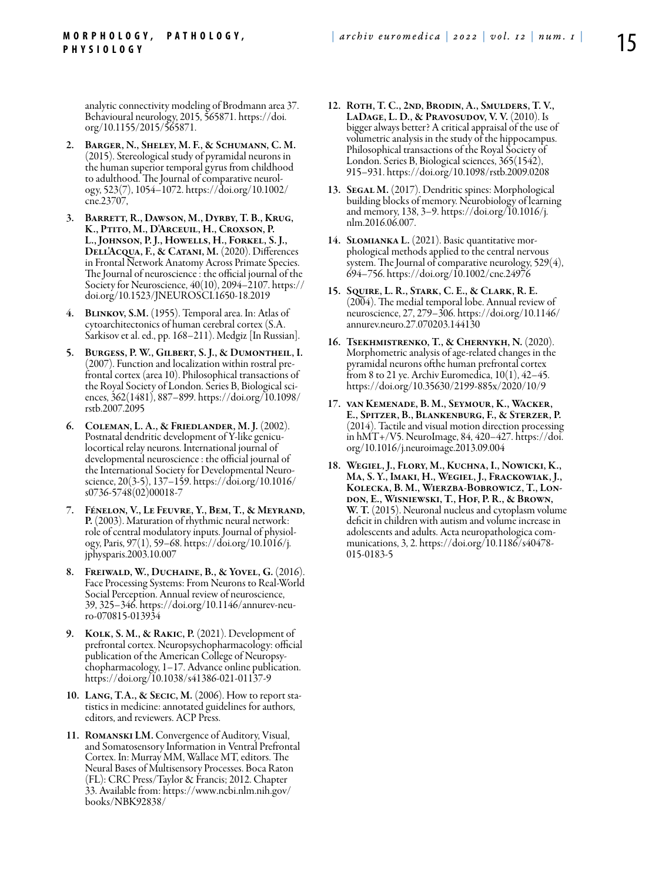analytic connectivity modeling of Brodmann area 37. Behavioural neurology, 2015, 565871. https://doi.org/10.1155/2015/565871.

2. **Barger, N., Sheley, M. F., & Schumann, C. M.** (2015). Stereological study of pyramidal neurons in the human superior temporal gyrus from childhood to adulthood. The Journal of comparative neurology, 523(7), 1054–1072. https://doi.org/10.1002/cne.23707,
3. **Barrett, R., Dawson, M., Dyrby, T. B., Krug, K., Ptito, M., D'Arceuil, H., Croxson, P. L., Johnson, P. J., Howells, H., Forkel, S. J., Dell'Acqua, F., & Catani, M.** (2020). Differences in Frontal Network Anatomy Across Primate Species. The Journal of neuroscience : the official journal of the Society for Neuroscience, 40(10), 2094–2107. https://doi.org/10.1523/JNEUROSCI.1650-18.2019
4. **Blinkov, S.M.** (1955). Temporal area. In: Atlas of cytoarchitectonics of human cerebral cortex (S.A. Sarkisov et al. ed., pp. 168–211). Medgiz [In Russian].
5. **Burgess, P. W., Gilbert, S. J., & Dumontheil, I.** (2007). Function and localization within rostral prefrontal cortex (area 10). Philosophical transactions of the Royal Society of London. Series B, Biological sciences, 362(1481), 887–899. https://doi.org/10.1098/rstb.2007.2095
6. **Coleman, L. A., & Friedlander, M. J.** (2002). Postnatal dendritic development of Y-like geniculocortical relay neurons. International journal of developmental neuroscience : the official journal of the International Society for Developmental Neuroscience, 20(3-5), 137–159. https://doi.org/10.1016/s0736-5748(02)00018-7
7. **Fénelon, V., Le Feuvre, Y., Bem, T., & Meyrand, P.** (2003). Maturation of rhythmic neural network: role of central modulatory inputs. Journal of physiology, Paris, 97(1), 59–68. https://doi.org/10.1016/j.jphysparis.2003.10.007
8. **Freiwald, W., Duchaine, B., & Yovel, G.** (2016). Face Processing Systems: From Neurons to Real-World Social Perception. Annual review of neuroscience, 39, 325–346. https://doi.org/10.1146/annurev-neuro-070815-013934
9. **Kolk, S. M., & Rakic, P.** (2021). Development of prefrontal cortex. Neuropsychopharmacology: official publication of the American College of Neuropsychopharmacology, 1–17. Advance online publication. https://doi.org/10.1038/s41386-021-01137-9
10. **Lang, T.A., & Secic, M.** (2006). How to report statistics in medicine: annotated guidelines for authors, editors, and reviewers. ACP Press.
11. **Romanski LM.** Convergence of Auditory, Visual, and Somatosensory Information in Ventral Prefrontal Cortex. In: Murray MM, Wallace MT, editors. The Neural Bases of Multisensory Processes. Boca Raton (FL): CRC Press/Taylor & Francis; 2012. Chapter 33. Available from: https://www.ncbi.nlm.nih.gov/books/NBK92838/
12. **Roth, T. C., 2nd, Brodin, A., Smulders, T. V., LaDage, L. D., & Pravosudov, V. V.** (2010). Is bigger always better? A critical appraisal of the use of volumetric analysis in the study of the hippocampus. Philosophical transactions of the Royal Society of London. Series B, Biological sciences, 365(1542), 915–931. https://doi.org/10.1098/rstb.2009.0208
13. **Segal M.** (2017). Dendritic spines: Morphological building blocks of memory. Neurobiology of learning and memory, 138, 3–9. https://doi.org/10.1016/j.nlm.2016.06.007.
14. **Slomianka L.** (2021). Basic quantitative morphological methods applied to the central nervous system. The Journal of comparative neurology, 529(4), 694–756. https://doi.org/10.1002/cne.24976
15. **Squire, L. R., Stark, C. E., & Clark, R. E.** (2004). The medial temporal lobe. Annual review of neuroscience, 27, 279–306. https://doi.org/10.1146/annurev.neuro.27.070203.144130
16. **Tsekhmistrenko, T., & Chernykh, N.** (2020). Morphometric analysis of age-related changes in the pyramidal neurons ofthe human prefrontal cortex from 8 to 21 ye. Archiv Euromedica, 10(1), 42–45. https://doi.org/10.35630/2199-885x/2020/10/9
17. **van Kemenade, B. M., Seymour, K., Wacker, E., Spitzer, B., Blankenburg, F., & Sterzer, P.** (2014). Tactile and visual motion direction processing in hMT+/V5. NeuroImage, 84, 420–427. https://doi.org/10.1016/j.neuroimage.2013.09.004
18. **Wegiel, J., Flory, M., Kuchna, I., Nowicki, K., Ma, S. Y., Imaki, H., Wegiel, J., Frackowiak, J., Kolecka, B. M., Wierzba-Bobrowicz, T., London, E., Wisniewski, T., Hof, P. R., & Brown, W. T.** (2015). Neuronal nucleus and cytoplasm volume deficit in children with autism and volume increase in adolescents and adults. Acta neuropathologica communications, 3, 2. https://doi.org/10.1186/s40478-015-0183-5